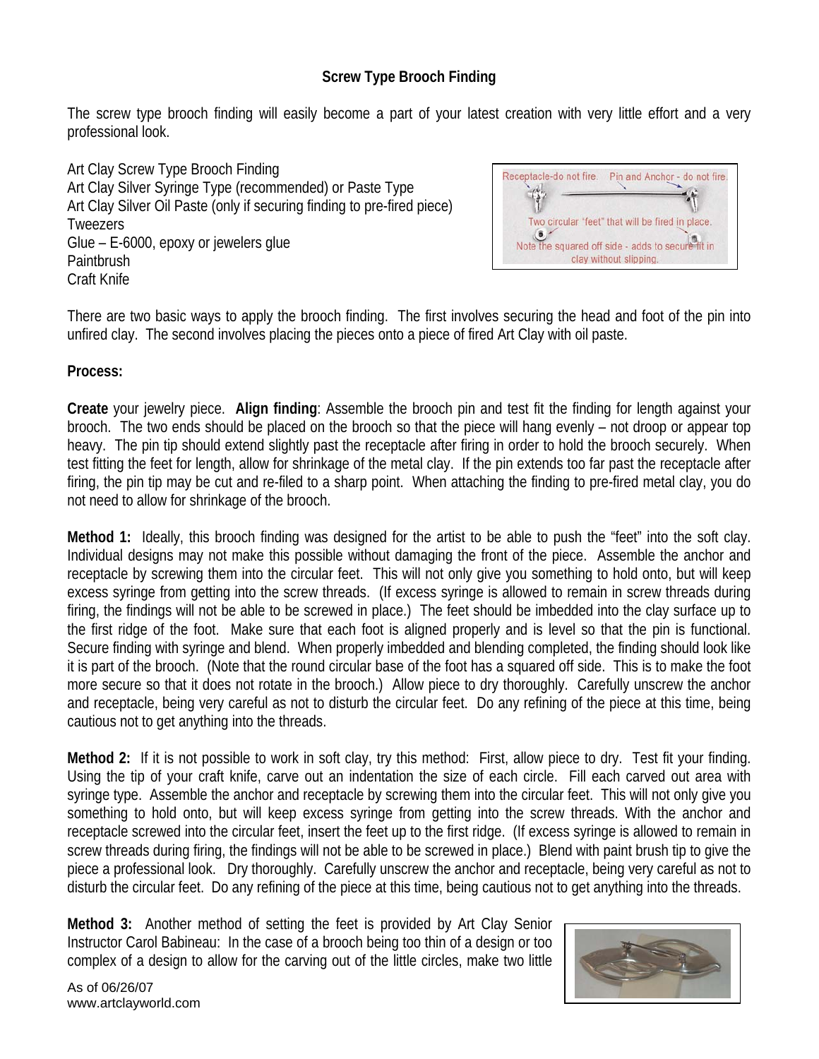**Screw Type Brooch Finding**

The screw type brooch finding will easily become a part of your latest creation with very little effort and a very professional look.

Art Clay Screw Type Brooch Finding
Art Clay Silver Syringe Type (recommended) or Paste Type
Art Clay Silver Oil Paste (only if securing finding to pre-fired piece)
Tweezers
Glue – E-6000, epoxy or jewelers glue
Paintbrush
Craft Knife

There are two basic ways to apply the brooch finding. The first involves securing the head and foot of the pin into unfired clay. The second involves placing the pieces onto a piece of fired Art Clay with oil paste.

**Process:**

**Create** your jewelry piece. **Align finding**: Assemble the brooch pin and test fit the finding for length against your brooch. The two ends should be placed on the brooch so that the piece will hang evenly – not droop or appear top heavy. The pin tip should extend slightly past the receptacle after firing in order to hold the brooch securely. When test fitting the feet for length, allow for shrinkage of the metal clay. If the pin extends too far past the receptacle after firing, the pin tip may be cut and re-filed to a sharp point. When attaching the finding to pre-fired metal clay, you do not need to allow for shrinkage of the brooch.

**Method 1:** Ideally, this brooch finding was designed for the artist to be able to push the "feet" into the soft clay. Individual designs may not make this possible without damaging the front of the piece. Assemble the anchor and receptacle by screwing them into the circular feet. This will not only give you something to hold onto, but will keep excess syringe from getting into the screw threads. (If excess syringe is allowed to remain in screw threads during firing, the findings will not be able to be screwed in place.) The feet should be imbedded into the clay surface up to the first ridge of the foot. Make sure that each foot is aligned properly and is level so that the pin is functional. Secure finding with syringe and blend. When properly imbedded and blending completed, the finding should look like it is part of the brooch. (Note that the round circular base of the foot has a squared off side. This is to make the foot more secure so that it does not rotate in the brooch.) Allow piece to dry thoroughly. Carefully unscrew the anchor and receptacle, being very careful as not to disturb the circular feet. Do any refining of the piece at this time, being cautious not to get anything into the threads.

**Method 2:** If it is not possible to work in soft clay, try this method: First, allow piece to dry. Test fit your finding. Using the tip of your craft knife, carve out an indentation the size of each circle. Fill each carved out area with syringe type. Assemble the anchor and receptacle by screwing them into the circular feet. This will not only give you something to hold onto, but will keep excess syringe from getting into the screw threads. With the anchor and receptacle screwed into the circular feet, insert the feet up to the first ridge. (If excess syringe is allowed to remain in screw threads during firing, the findings will not be able to be screwed in place.) Blend with paint brush tip to give the piece a professional look. Dry thoroughly. Carefully unscrew the anchor and receptacle, being very careful as not to disturb the circular feet. Do any refining of the piece at this time, being cautious not to get anything into the threads.

**Method 3:** Another method of setting the feet is provided by Art Clay Senior Instructor Carol Babineau: In the case of a brooch being too thin of a design or too complex of a design to allow for the carving out of the little circles, make two little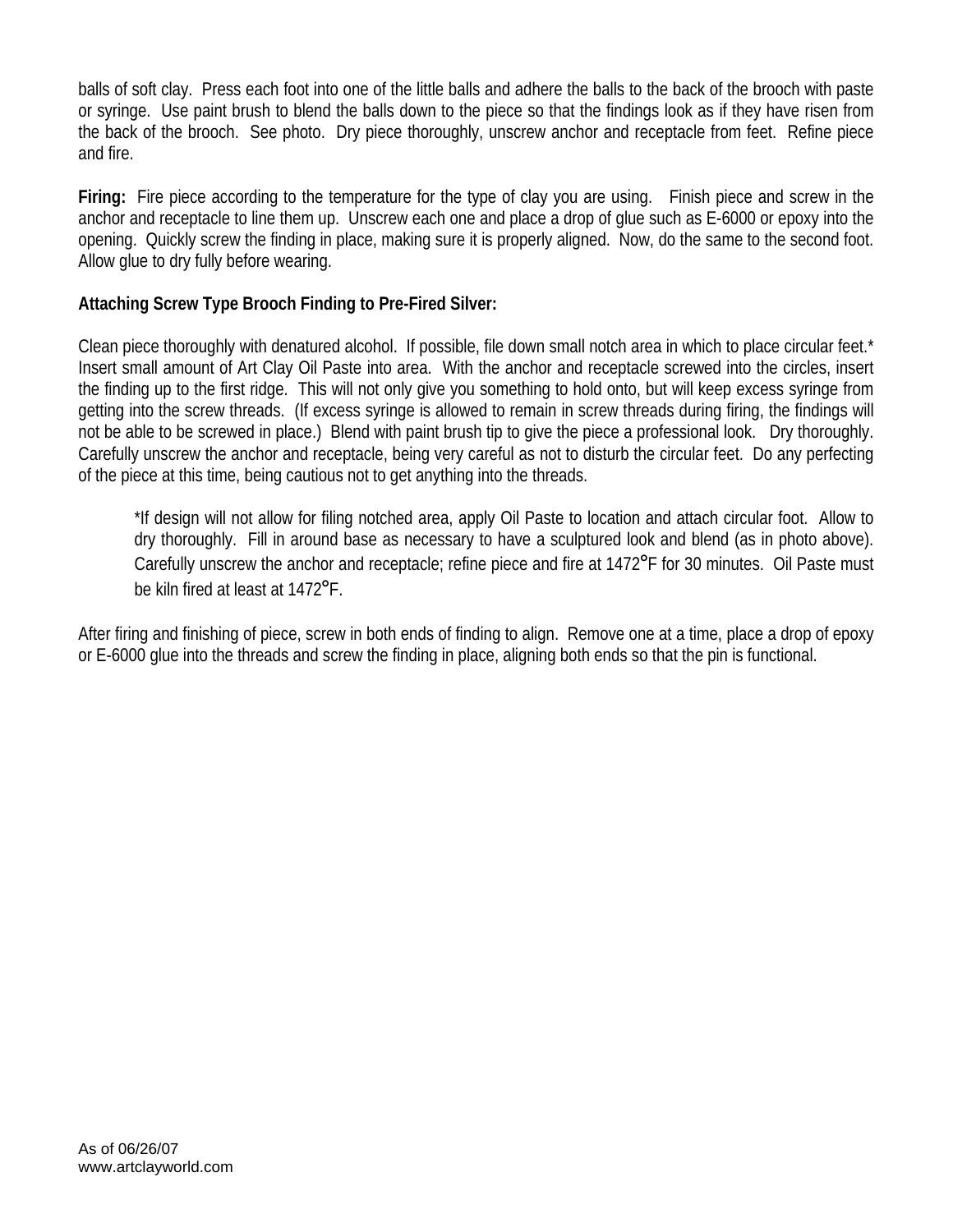balls of soft clay. Press each foot into one of the little balls and adhere the balls to the back of the brooch with paste or syringe. Use paint brush to blend the balls down to the piece so that the findings look as if they have risen from the back of the brooch. See photo. Dry piece thoroughly, unscrew anchor and receptacle from feet. Refine piece and fire.

**Firing:** Fire piece according to the temperature for the type of clay you are using. Finish piece and screw in the anchor and receptacle to line them up. Unscrew each one and place a drop of glue such as E-6000 or epoxy into the opening. Quickly screw the finding in place, making sure it is properly aligned. Now, do the same to the second foot. Allow glue to dry fully before wearing.

**Attaching Screw Type Brooch Finding to Pre-Fired Silver:**

Clean piece thoroughly with denatured alcohol. If possible, file down small notch area in which to place circular feet.* Insert small amount of Art Clay Oil Paste into area. With the anchor and receptacle screwed into the circles, insert the finding up to the first ridge. This will not only give you something to hold onto, but will keep excess syringe from getting into the screw threads. (If excess syringe is allowed to remain in screw threads during firing, the findings will not be able to be screwed in place.) Blend with paint brush tip to give the piece a professional look. Dry thoroughly. Carefully unscrew the anchor and receptacle, being very careful as not to disturb the circular feet. Do any perfecting of the piece at this time, being cautious not to get anything into the threads.

> *If design will not allow for filing notched area, apply Oil Paste to location and attach circular foot. Allow to dry thoroughly. Fill in around base as necessary to have a sculptured look and blend (as in photo above). Carefully unscrew the anchor and receptacle; refine piece and fire at 1472°F for 30 minutes. Oil Paste must be kiln fired at least at 1472°F.

After firing and finishing of piece, screw in both ends of finding to align. Remove one at a time, place a drop of epoxy or E-6000 glue into the threads and screw the finding in place, aligning both ends so that the pin is functional.

As of 06/26/07
www.artclayworld.com